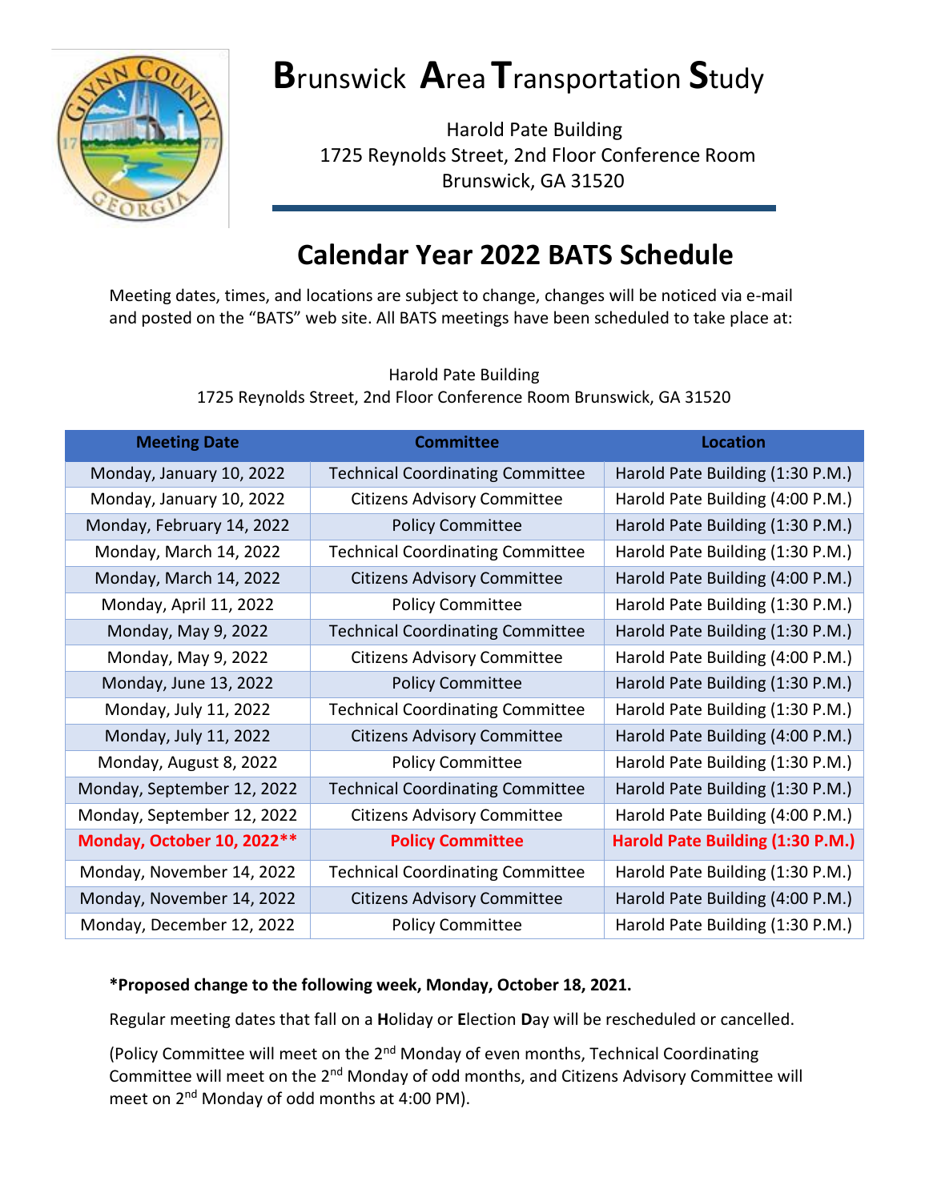# **B**runswick **A**rea **T**ransportation **S**tudy

Harold Pate Building
1725 Reynolds Street, 2nd Floor Conference Room
Brunswick, GA 31520

## Calendar Year 2022 BATS Schedule

Meeting dates, times, and locations are subject to change, changes will be noticed via e-mail and posted on the "BATS" web site. All BATS meetings have been scheduled to take place at:

Harold Pate Building
1725 Reynolds Street, 2nd Floor Conference Room Brunswick, GA 31520

| Meeting Date | Committee | Location |
|---|---|---|
| Monday, January 10, 2022 | Technical Coordinating Committee | Harold Pate Building (1:30 P.M.) |
| Monday, January 10, 2022 | Citizens Advisory Committee | Harold Pate Building (4:00 P.M.) |
| Monday, February 14, 2022 | Policy Committee | Harold Pate Building (1:30 P.M.) |
| Monday, March 14, 2022 | Technical Coordinating Committee | Harold Pate Building (1:30 P.M.) |
| Monday, March 14, 2022 | Citizens Advisory Committee | Harold Pate Building (4:00 P.M.) |
| Monday, April 11, 2022 | Policy Committee | Harold Pate Building (1:30 P.M.) |
| Monday, May 9, 2022 | Technical Coordinating Committee | Harold Pate Building (1:30 P.M.) |
| Monday, May 9, 2022 | Citizens Advisory Committee | Harold Pate Building (4:00 P.M.) |
| Monday, June 13, 2022 | Policy Committee | Harold Pate Building (1:30 P.M.) |
| Monday, July 11, 2022 | Technical Coordinating Committee | Harold Pate Building (1:30 P.M.) |
| Monday, July 11, 2022 | Citizens Advisory Committee | Harold Pate Building (4:00 P.M.) |
| Monday, August 8, 2022 | Policy Committee | Harold Pate Building (1:30 P.M.) |
| Monday, September 12, 2022 | Technical Coordinating Committee | Harold Pate Building (1:30 P.M.) |
| Monday, September 12, 2022 | Citizens Advisory Committee | Harold Pate Building (4:00 P.M.) |
| **Monday, October 10, 2022\*\*** | **Policy Committee** | **Harold Pate Building (1:30 P.M.)** |
| Monday, November 14, 2022 | Technical Coordinating Committee | Harold Pate Building (1:30 P.M.) |
| Monday, November 14, 2022 | Citizens Advisory Committee | Harold Pate Building (4:00 P.M.) |
| Monday, December 12, 2022 | Policy Committee | Harold Pate Building (1:30 P.M.) |

**\*Proposed change to the following week, Monday, October 18, 2021.**

Regular meeting dates that fall on a **H**oliday or **E**lection **D**ay will be rescheduled or cancelled.

(Policy Committee will meet on the 2nd Monday of even months, Technical Coordinating Committee will meet on the 2nd Monday of odd months, and Citizens Advisory Committee will meet on 2nd Monday of odd months at 4:00 PM).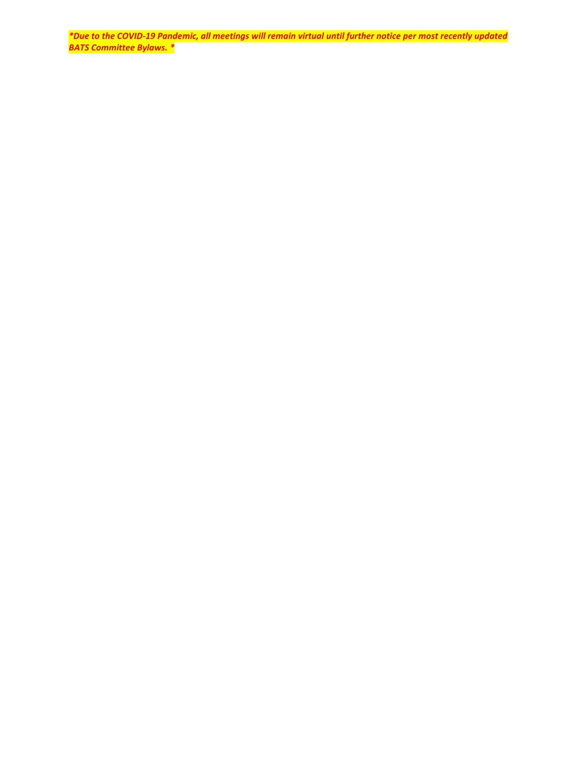***Due to the COVID-19 Pandemic, all meetings will remain virtual until further notice per most recently updated BATS Committee Bylaws. ***